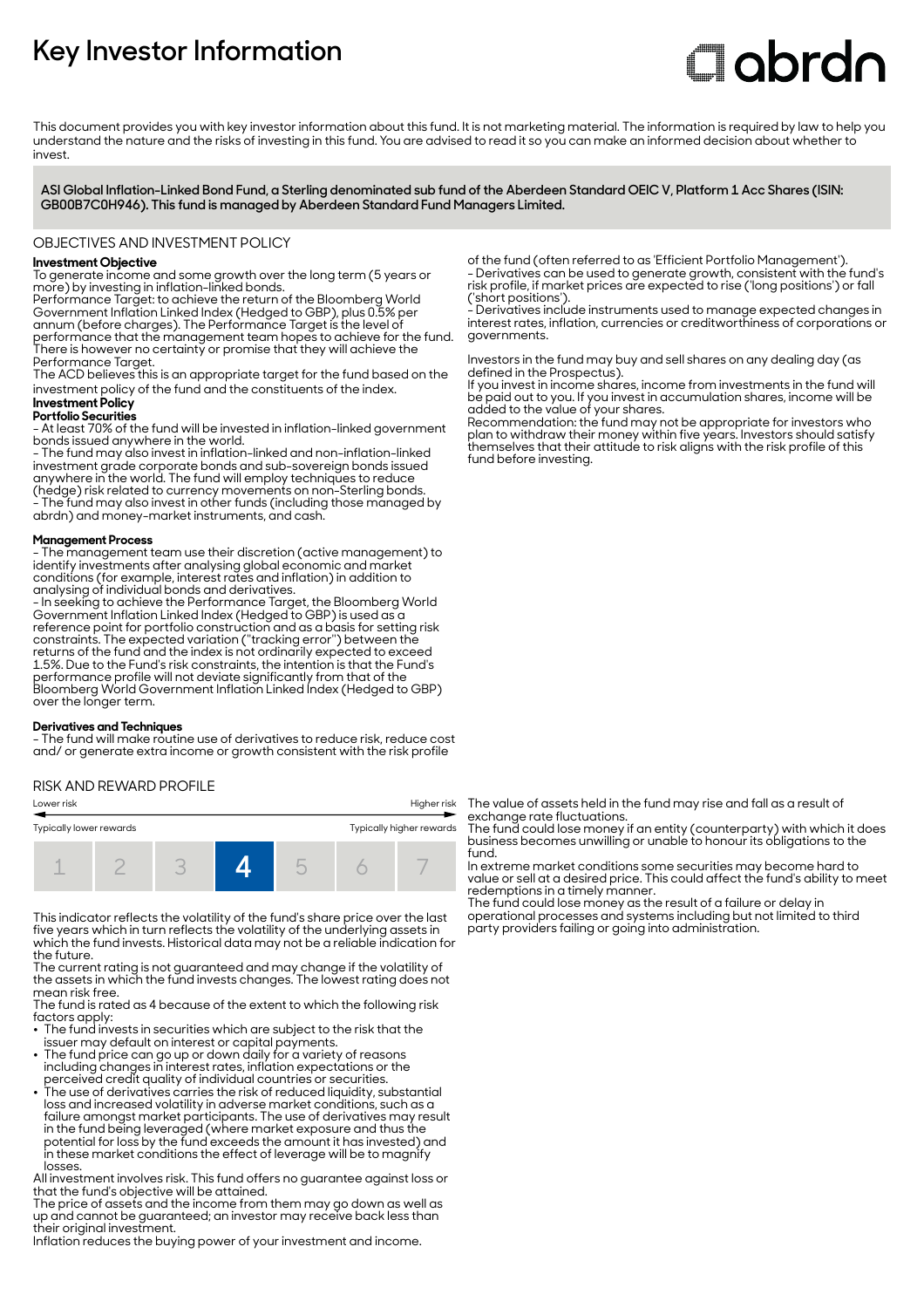# Key Investor Information

This document provides you with key investor information about this fund. It is not marketing material. The information is required by law to help you understand the nature and the risks of investing in this fund. You are advised to read it so you can make an informed decision about whether to invest.

**ASI Global Inflation-Linked Bond Fund, a Sterling denominated sub fund of the Aberdeen Standard OEIC V, Platform 1 Acc Shares (ISIN: GB00B7C0H946). This fund is managed by Aberdeen Standard Fund Managers Limited.**

## OBJECTIVES AND INVESTMENT POLICY

**Investment Objective**

To generate income and some growth over the long term (5 years or more) by investing in inflation-linked bonds.

Performance Target: to achieve the return of the Bloomberg World Government Inflation Linked Index (Hedged to GBP), plus 0.5% per annum (before charges). The Performance Target is the level of performance that the management team hopes to achieve for the fund. There is however no certainty or promise that they will achieve the Performance Target.

The ACD believes this is an appropriate target for the fund based on the investment policy of the fund and the constituents of the index.

**Investment Policy**

**Portfolio Securities**

- At least 70% of the fund will be invested in inflation-linked government bonds issued anywhere in the world.
- The fund may also invest in inflation-linked and non-inflation-linked investment grade corporate bonds and sub-sovereign bonds issued anywhere in the world. The fund will employ techniques to reduce (hedge) risk related to currency movements on non-Sterling bonds.
- The fund may also invest in other funds (including those managed by abrdn) and money-market instruments, and cash.

**Management Process**

- The management team use their discretion (active management) to identify investments after analysing global economic and market conditions (for example, interest rates and inflation) in addition to analysing of individual bonds and derivatives.
- In seeking to achieve the Performance Target, the Bloomberg World Government Inflation Linked Index (Hedged to GBP) is used as a reference point for portfolio construction and as a basis for setting risk constraints. The expected variation ("tracking error") between the returns of the fund and the index is not ordinarily expected to exceed 1.5%. Due to the Fund's risk constraints, the intention is that the Fund's performance profile will not deviate significantly from that of the Bloomberg World Government Inflation Linked Index (Hedged to GBP) over the longer term.

**Derivatives and Techniques**

- The fund will make routine use of derivatives to reduce risk, reduce cost and/ or generate extra income or growth consistent with the risk profile of the fund (often referred to as 'Efficient Portfolio Management').
- Derivatives can be used to generate growth, consistent with the fund's risk profile, if market prices are expected to rise ('long positions') or fall ('short positions').
- Derivatives include instruments used to manage expected changes in interest rates, inflation, currencies or creditworthiness of corporations or governments.

Investors in the fund may buy and sell shares on any dealing day (as defined in the Prospectus).

If you invest in income shares, income from investments in the fund will be paid out to you. If you invest in accumulation shares, income will be added to the value of your shares.

Recommendation: the fund may not be appropriate for investors who plan to withdraw their money within five years. Investors should satisfy themselves that their attitude to risk aligns with the risk profile of this fund before investing.

## RISK AND REWARD PROFILE

| Lower risk | | | | | | Higher risk |
|---|---|---|---|---|---|---|
| Typically lower rewards | | | | | | Typically higher rewards |
| 1 | 2 | 3 | **4** | 5 | 6 | 7 |

This indicator reflects the volatility of the fund's share price over the last five years which in turn reflects the volatility of the underlying assets in which the fund invests. Historical data may not be a reliable indication for the future.

The current rating is not guaranteed and may change if the volatility of the assets in which the fund invests changes. The lowest rating does not mean risk free.

The fund is rated as 4 because of the extent to which the following risk factors apply:

- The fund invests in securities which are subject to the risk that the issuer may default on interest or capital payments.
- The fund price can go up or down daily for a variety of reasons including changes in interest rates, inflation expectations or the perceived credit quality of individual countries or securities.
- The use of derivatives carries the risk of reduced liquidity, substantial loss and increased volatility in adverse market conditions, such as a failure amongst market participants. The use of derivatives may result in the fund being leveraged (where market exposure and thus the potential for loss by the fund exceeds the amount it has invested) and in these market conditions the effect of leverage will be to magnify losses.

All investment involves risk. This fund offers no guarantee against loss or that the fund's objective will be attained.

The price of assets and the income from them may go down as well as up and cannot be guaranteed; an investor may receive back less than their original investment.

Inflation reduces the buying power of your investment and income.

The value of assets held in the fund may rise and fall as a result of exchange rate fluctuations.

The fund could lose money if an entity (counterparty) with which it does business becomes unwilling or unable to honour its obligations to the fund.

In extreme market conditions some securities may become hard to value or sell at a desired price. This could affect the fund's ability to meet redemptions in a timely manner.

The fund could lose money as the result of a failure or delay in operational processes and systems including but not limited to third party providers failing or going into administration.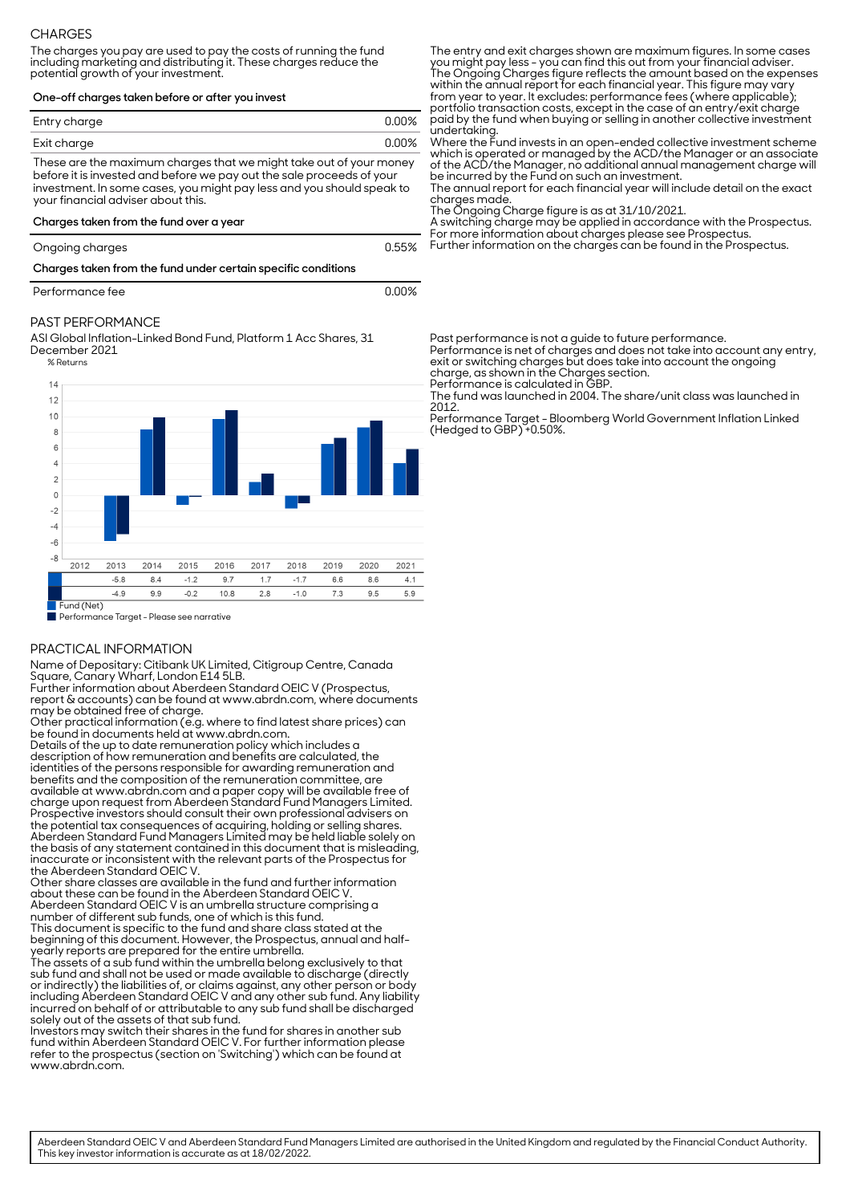## CHARGES

The charges you pay are used to pay the costs of running the fund including marketing and distributing it. These charges reduce the potential growth of your investment.

| One-off charges taken before or after you invest | |
|---|---|
| Entry charge | 0.00% |
| Exit charge | 0.00% |

These are the maximum charges that we might take out of your money before it is invested and before we pay out the sale proceeds of your investment. In some cases, you might pay less and you should speak to your financial adviser about this.

| Charges taken from the fund over a year | |
|---|---|
| Ongoing charges | 0.55% |

| Charges taken from the fund under certain specific conditions | |
|---|---|
| Performance fee | 0.00% |

The entry and exit charges shown are maximum figures. In some cases you might pay less - you can find this out from your financial adviser.
The Ongoing Charges figure reflects the amount based on the expenses within the annual report for each financial year. This figure may vary from year to year. It excludes: performance fees (where applicable); portfolio transaction costs, except in the case of an entry/exit charge paid by the fund when buying or selling in another collective investment undertaking.
Where the Fund invests in an open-ended collective investment scheme which is operated or managed by the ACD/the Manager or an associate of the ACD/the Manager, no additional annual management charge will be incurred by the Fund on such an investment.
The annual report for each financial year will include detail on the exact charges made.
The Ongoing Charge figure is as at 31/10/2021.
A switching charge may be applied in accordance with the Prospectus.
For more information about charges please see Prospectus.
Further information on the charges can be found in the Prospectus.

## PAST PERFORMANCE

ASI Global Inflation-Linked Bond Fund, Platform 1 Acc Shares, 31 December 2021

% Returns

14
12
10
8
6
4
2
0
-2
-4
-6
-8

2012 2013 2014 2015 2016 2017 2018 2019 2020 2021

Fund (Net): -5.8 8.4 -1.2 9.7 1.7 -1.7 6.6 8.6 4.1

Performance Target - Please see narrative: -4.9 9.9 -0.2 10.8 2.8 -1.0 7.3 9.5 5.9

Past performance is not a guide to future performance.
Performance is net of charges and does not take into account any entry, exit or switching charges but does take into account the ongoing charge, as shown in the Charges section.
Performance is calculated in GBP.
The fund was launched in 2004. The share/unit class was launched in 2012.
Performance Target - Bloomberg World Government Inflation Linked (Hedged to GBP) +0.50%.

## PRACTICAL INFORMATION

Name of Depositary: Citibank UK Limited, Citigroup Centre, Canada Square, Canary Wharf, London E14 5LB.
Further information about Aberdeen Standard OEIC V (Prospectus, report & accounts) can be found at www.abrdn.com, where documents may be obtained free of charge.
Other practical information (e.g. where to find latest share prices) can be found in documents held at www.abrdn.com.
Details of the up to date remuneration policy which includes a description of how remuneration and benefits are calculated, the identities of the persons responsible for awarding remuneration and benefits and the composition of the remuneration committee, are available at www.abrdn.com and a paper copy will be available free of charge upon request from Aberdeen Standard Fund Managers Limited.
Prospective investors should consult their own professional advisers on the potential tax consequences of acquiring, holding or selling shares.
Aberdeen Standard Fund Managers Limited may be held liable solely on the basis of any statement contained in this document that is misleading, inaccurate or inconsistent with the relevant parts of the Prospectus for the Aberdeen Standard OEIC V.
Other share classes are available in the fund and further information about these can be found in the Aberdeen Standard OEIC V.
Aberdeen Standard OEIC V is an umbrella structure comprising a number of different sub funds, one of which is this fund.
This document is specific to the fund and share class stated at the beginning of this document. However, the Prospectus, annual and half-yearly reports are prepared for the entire umbrella.
The assets of a sub fund within the umbrella belong exclusively to that sub fund and shall not be used or made available to discharge (directly or indirectly) the liabilities of, or claims against, any other person or body including Aberdeen Standard OEIC V and any other sub fund. Any liability incurred on behalf of or attributable to any sub fund shall be discharged solely out of the assets of that sub fund.
Investors may switch their shares in the fund for shares in another sub fund within Aberdeen Standard OEIC V. For further information please refer to the prospectus (section on 'Switching') which can be found at www.abrdn.com.

Aberdeen Standard OEIC V and Aberdeen Standard Fund Managers Limited are authorised in the United Kingdom and regulated by the Financial Conduct Authority. This key investor information is accurate as at 18/02/2022.